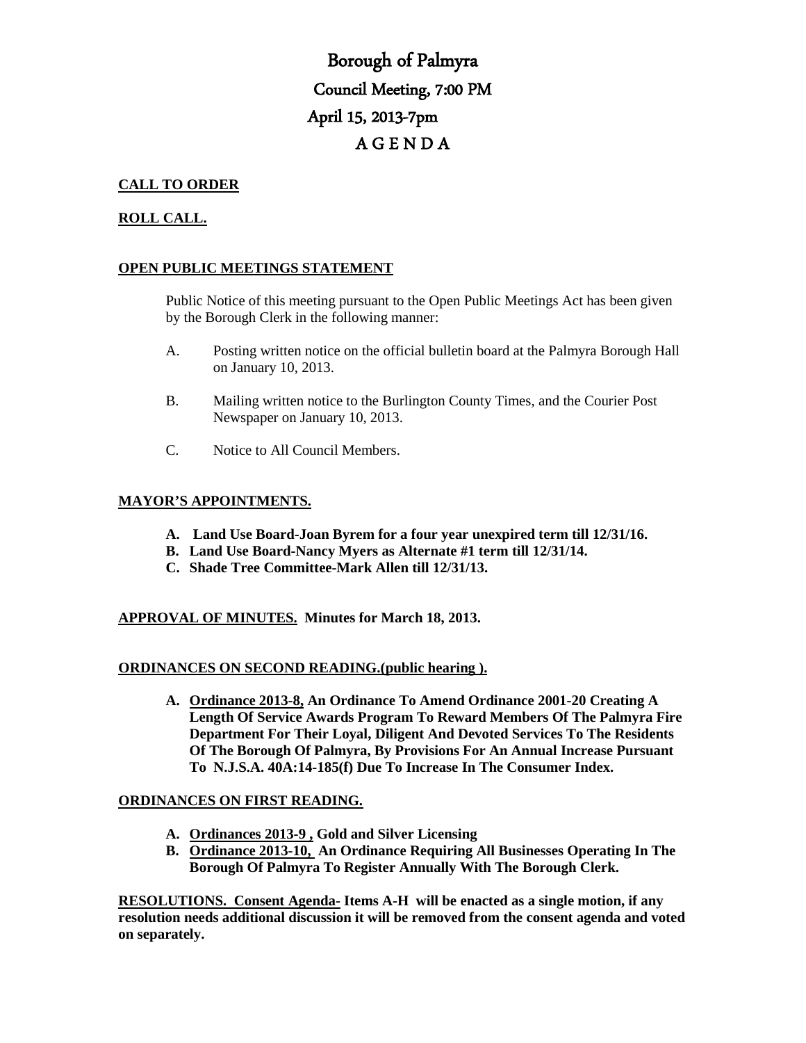# Borough of Palmyra

## Council Meeting, 7:00 PM

## April 15, 2013-7pm

## A G E N D A

**CALL TO ORDER**

**ROLL CALL.**

**OPEN PUBLIC MEETINGS STATEMENT**

Public Notice of this meeting pursuant to the Open Public Meetings Act has been given by the Borough Clerk in the following manner:

A. Posting written notice on the official bulletin board at the Palmyra Borough Hall on January 10, 2013.

B. Mailing written notice to the Burlington County Times, and the Courier Post Newspaper on January 10, 2013.

C. Notice to All Council Members.

**MAYOR'S APPOINTMENTS.**

**A. Land Use Board-Joan Byrem for a four year unexpired term till 12/31/16.**
**B. Land Use Board-Nancy Myers as Alternate #1 term till 12/31/14.**
**C. Shade Tree Committee-Mark Allen till 12/31/13.**

**APPROVAL OF MINUTES. Minutes for March 18, 2013.**

**ORDINANCES ON SECOND READING.(public hearing ).**

**A. Ordinance 2013-8, An Ordinance To Amend Ordinance 2001-20 Creating A Length Of Service Awards Program To Reward Members Of The Palmyra Fire Department For Their Loyal, Diligent And Devoted Services To The Residents Of The Borough Of Palmyra, By Provisions For An Annual Increase Pursuant To N.J.S.A. 40A:14-185(f) Due To Increase In The Consumer Index.**

**ORDINANCES ON FIRST READING.**

**A. Ordinances 2013-9 , Gold and Silver Licensing**
**B. Ordinance 2013-10, An Ordinance Requiring All Businesses Operating In The Borough Of Palmyra To Register Annually With The Borough Clerk.**

**RESOLUTIONS. Consent Agenda- Items A-H will be enacted as a single motion, if any resolution needs additional discussion it will be removed from the consent agenda and voted on separately.**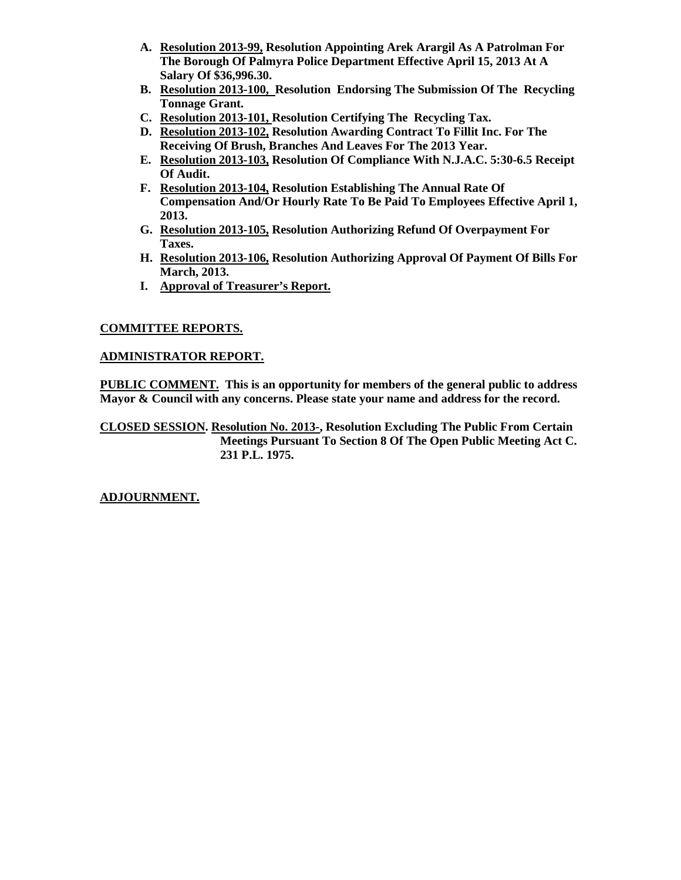A. **<u>Resolution 2013-99,</u> Resolution Appointing Arek Arargil As A Patrolman For The Borough Of Palmyra Police Department Effective April 15, 2013 At A Salary Of $36,996.30.**
B. **<u>Resolution 2013-100,</u> Resolution Endorsing The Submission Of The Recycling Tonnage Grant.**
C. **<u>Resolution 2013-101,</u> Resolution Certifying The Recycling Tax.**
D. **<u>Resolution 2013-102,</u> Resolution Awarding Contract To Fillit Inc. For The Receiving Of Brush, Branches And Leaves For The 2013 Year.**
E. **<u>Resolution 2013-103,</u> Resolution Of Compliance With N.J.A.C. 5:30-6.5 Receipt Of Audit.**
F. **<u>Resolution 2013-104,</u> Resolution Establishing The Annual Rate Of Compensation And/Or Hourly Rate To Be Paid To Employees Effective April 1, 2013.**
G. **<u>Resolution 2013-105,</u> Resolution Authorizing Refund Of Overpayment For Taxes.**
H. **<u>Resolution 2013-106,</u> Resolution Authorizing Approval Of Payment Of Bills For March, 2013.**
I. **<u>Approval of Treasurer's Report.</u>**

**<u>COMMITTEE REPORTS.</u>**

**<u>ADMINISTRATOR REPORT.</u>**

**<u>PUBLIC COMMENT.</u> This is an opportunity for members of the general public to address Mayor & Council with any concerns. Please state your name and address for the record.**

**<u>CLOSED SESSION</u>. <u>Resolution No. 2013-</u>, Resolution Excluding The Public From Certain Meetings Pursuant To Section 8 Of The Open Public Meeting Act C. 231 P.L. 1975.**

**<u>ADJOURNMENT.</u>**